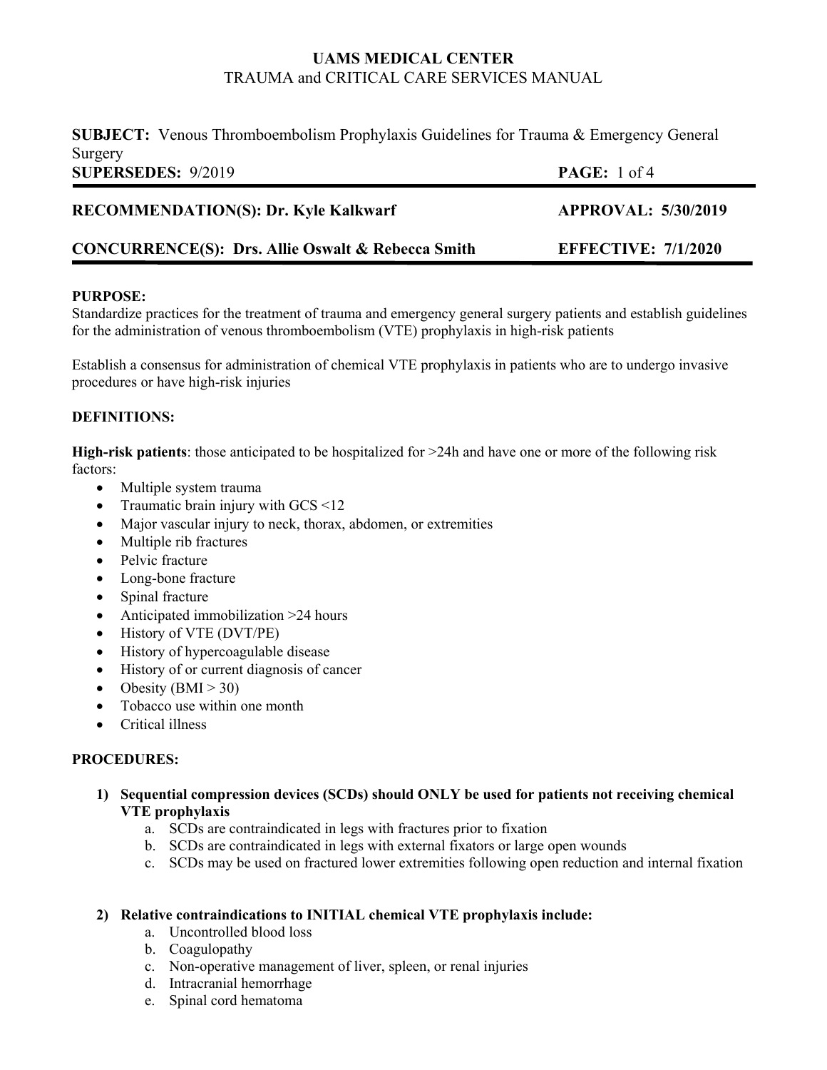**UAMS MEDICAL CENTER**
TRAUMA and CRITICAL CARE SERVICES MANUAL

**SUBJECT:** Venous Thromboembolism Prophylaxis Guidelines for Trauma & Emergency General Surgery

**SUPERSEDES:** 9/2019

**RECOMMENDATION(S): Dr. Kyle Kalkwarf** — **APPROVAL: 5/30/2019**

**CONCURRENCE(S): Drs. Allie Oswalt & Rebecca Smith** — **EFFECTIVE: 7/1/2020**

---

**PURPOSE:**

Standardize practices for the treatment of trauma and emergency general surgery patients and establish guidelines for the administration of venous thromboembolism (VTE) prophylaxis in high-risk patients

Establish a consensus for administration of chemical VTE prophylaxis in patients who are to undergo invasive procedures or have high-risk injuries

**DEFINITIONS:**

**High-risk patients**: those anticipated to be hospitalized for >24h and have one or more of the following risk factors:

- Multiple system trauma
- Traumatic brain injury with GCS <12
- Major vascular injury to neck, thorax, abdomen, or extremities
- Multiple rib fractures
- Pelvic fracture
- Long-bone fracture
- Spinal fracture
- Anticipated immobilization >24 hours
- History of VTE (DVT/PE)
- History of hypercoagulable disease
- History of or current diagnosis of cancer
- Obesity (BMI > 30)
- Tobacco use within one month
- Critical illness

**PROCEDURES:**

1) **Sequential compression devices (SCDs) should ONLY be used for patients not receiving chemical VTE prophylaxis**
    a. SCDs are contraindicated in legs with fractures prior to fixation
    b. SCDs are contraindicated in legs with external fixators or large open wounds
    c. SCDs may be used on fractured lower extremities following open reduction and internal fixation

2) **Relative contraindications to INITIAL chemical VTE prophylaxis include:**
    a. Uncontrolled blood loss
    b. Coagulopathy
    c. Non-operative management of liver, spleen, or renal injuries
    d. Intracranial hemorrhage
    e. Spinal cord hematoma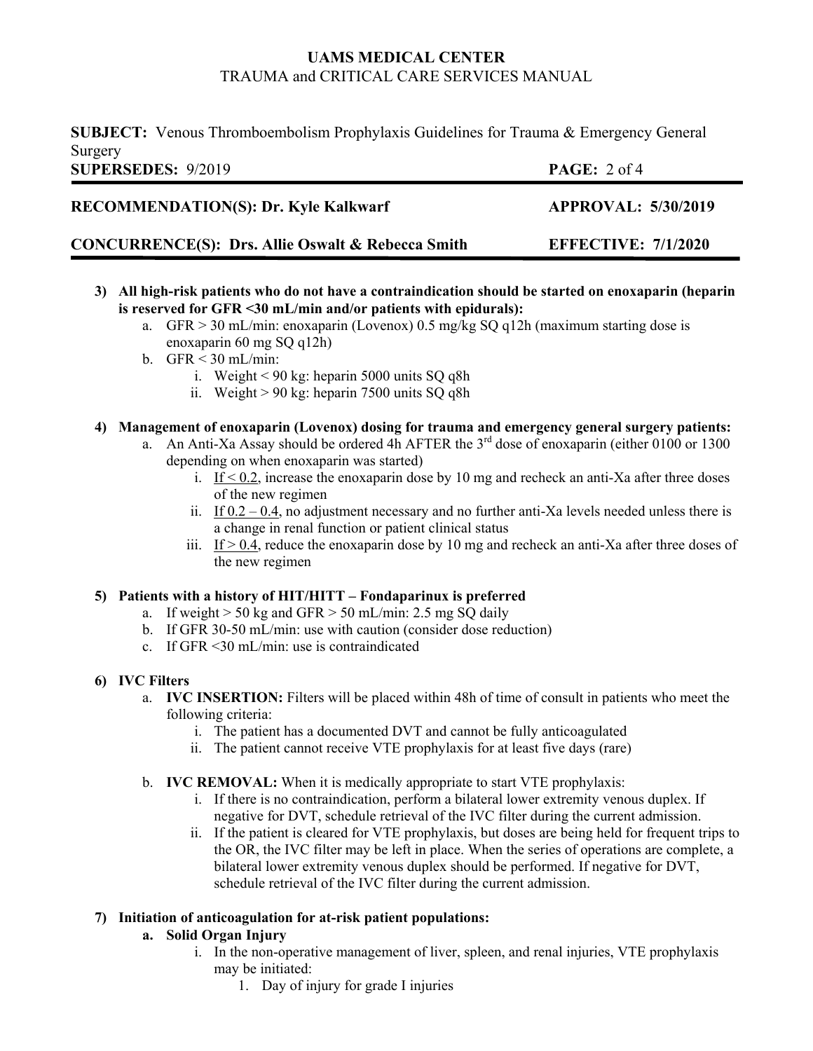3) **All high-risk patients who do not have a contraindication should be started on enoxaparin (heparin is reserved for GFR <30 mL/min and/or patients with epidurals):**
    a. GFR > 30 mL/min: enoxaparin (Lovenox) 0.5 mg/kg SQ q12h (maximum starting dose is enoxaparin 60 mg SQ q12h)
    b. GFR < 30 mL/min:
        i. Weight < 90 kg: heparin 5000 units SQ q8h
        ii. Weight > 90 kg: heparin 7500 units SQ q8h

4) **Management of enoxaparin (Lovenox) dosing for trauma and emergency general surgery patients:**
    a. An Anti-Xa Assay should be ordered 4h AFTER the 3rd dose of enoxaparin (either 0100 or 1300 depending on when enoxaparin was started)
        i. If < 0.2, increase the enoxaparin dose by 10 mg and recheck an anti-Xa after three doses of the new regimen
        ii. If 0.2 – 0.4, no adjustment necessary and no further anti-Xa levels needed unless there is a change in renal function or patient clinical status
        iii. If > 0.4, reduce the enoxaparin dose by 10 mg and recheck an anti-Xa after three doses of the new regimen

5) **Patients with a history of HIT/HITT – Fondaparinux is preferred**
    a. If weight > 50 kg and GFR > 50 mL/min: 2.5 mg SQ daily
    b. If GFR 30-50 mL/min: use with caution (consider dose reduction)
    c. If GFR <30 mL/min: use is contraindicated

6) **IVC Filters**
    a. **IVC INSERTION:** Filters will be placed within 48h of time of consult in patients who meet the following criteria:
        i. The patient has a documented DVT and cannot be fully anticoagulated
        ii. The patient cannot receive VTE prophylaxis for at least five days (rare)

    b. **IVC REMOVAL:** When it is medically appropriate to start VTE prophylaxis:
        i. If there is no contraindication, perform a bilateral lower extremity venous duplex. If negative for DVT, schedule retrieval of the IVC filter during the current admission.
        ii. If the patient is cleared for VTE prophylaxis, but doses are being held for frequent trips to the OR, the IVC filter may be left in place. When the series of operations are complete, a bilateral lower extremity venous duplex should be performed. If negative for DVT, schedule retrieval of the IVC filter during the current admission.

7) **Initiation of anticoagulation for at-risk patient populations:**
    a. **Solid Organ Injury**
        i. In the non-operative management of liver, spleen, and renal injuries, VTE prophylaxis may be initiated:
            1. Day of injury for grade I injuries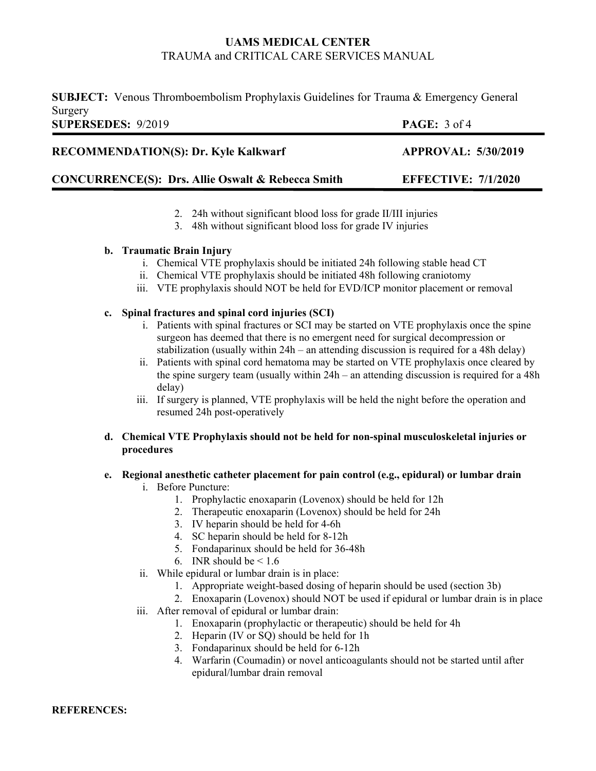2. 24h without significant blood loss for grade II/III injuries
3. 48h without significant blood loss for grade IV injuries

**b. Traumatic Brain Injury**

i. Chemical VTE prophylaxis should be initiated 24h following stable head CT
ii. Chemical VTE prophylaxis should be initiated 48h following craniotomy
iii. VTE prophylaxis should NOT be held for EVD/ICP monitor placement or removal

**c. Spinal fractures and spinal cord injuries (SCI)**

i. Patients with spinal fractures or SCI may be started on VTE prophylaxis once the spine surgeon has deemed that there is no emergent need for surgical decompression or stabilization (usually within 24h – an attending discussion is required for a 48h delay)
ii. Patients with spinal cord hematoma may be started on VTE prophylaxis once cleared by the spine surgery team (usually within 24h – an attending discussion is required for a 48h delay)
iii. If surgery is planned, VTE prophylaxis will be held the night before the operation and resumed 24h post-operatively

**d. Chemical VTE Prophylaxis should not be held for non-spinal musculoskeletal injuries or procedures**

**e. Regional anesthetic catheter placement for pain control (e.g., epidural) or lumbar drain**

i. Before Puncture:
   1. Prophylactic enoxaparin (Lovenox) should be held for 12h
   2. Therapeutic enoxaparin (Lovenox) should be held for 24h
   3. IV heparin should be held for 4-6h
   4. SC heparin should be held for 8-12h
   5. Fondaparinux should be held for 36-48h
   6. INR should be < 1.6

ii. While epidural or lumbar drain is in place:
   1. Appropriate weight-based dosing of heparin should be used (section 3b)
   2. Enoxaparin (Lovenox) should NOT be used if epidural or lumbar drain is in place

iii. After removal of epidural or lumbar drain:
   1. Enoxaparin (prophylactic or therapeutic) should be held for 4h
   2. Heparin (IV or SQ) should be held for 1h
   3. Fondaparinux should be held for 6-12h
   4. Warfarin (Coumadin) or novel anticoagulants should not be started until after epidural/lumbar drain removal

**REFERENCES:**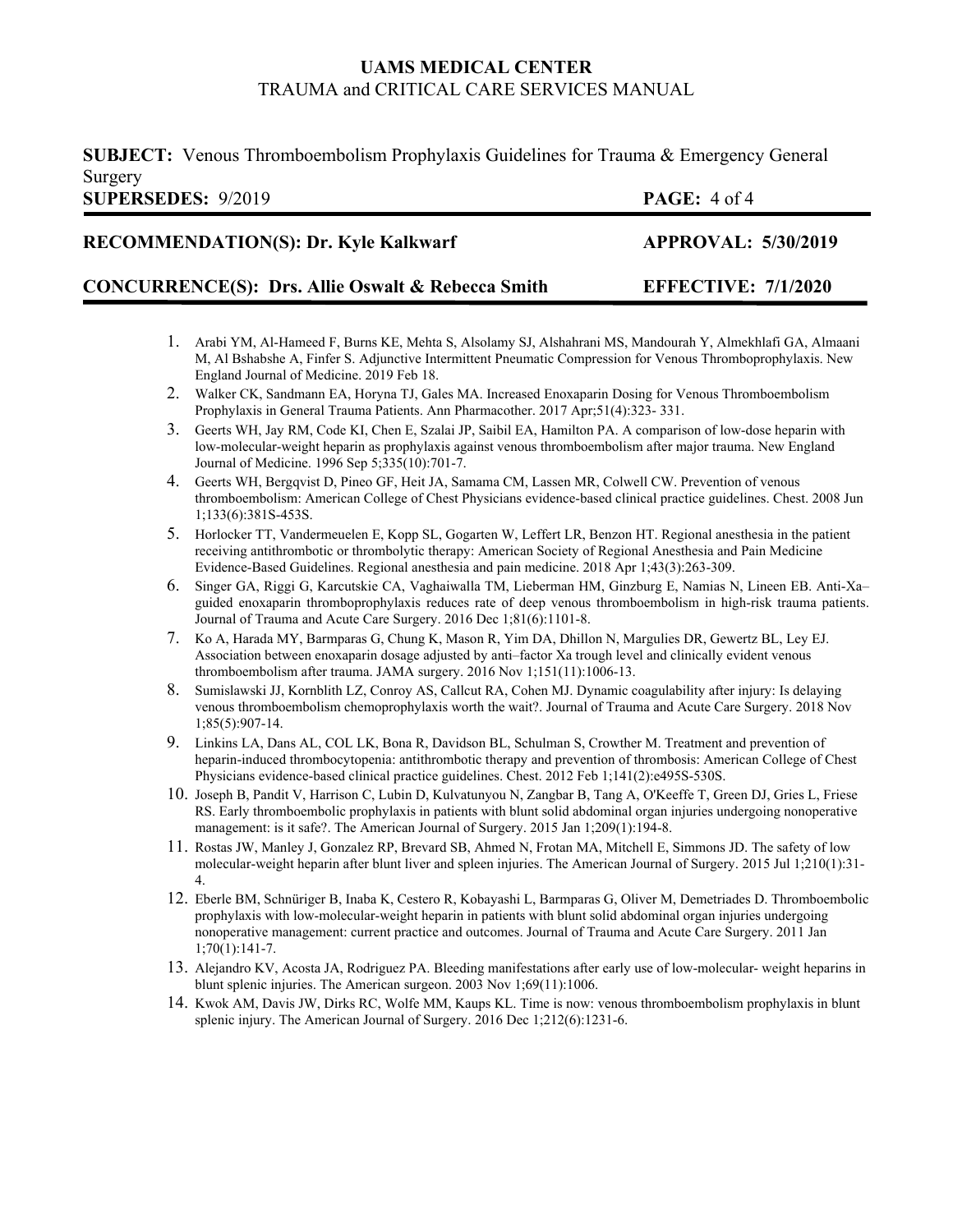1. Arabi YM, Al-Hameed F, Burns KE, Mehta S, Alsolamy SJ, Alshahrani MS, Mandourah Y, Almekhlafi GA, Almaani M, Al Bshabshe A, Finfer S. Adjunctive Intermittent Pneumatic Compression for Venous Thromboprophylaxis. New England Journal of Medicine. 2019 Feb 18.
2. Walker CK, Sandmann EA, Horyna TJ, Gales MA. Increased Enoxaparin Dosing for Venous Thromboembolism Prophylaxis in General Trauma Patients. Ann Pharmacother. 2017 Apr;51(4):323- 331.
3. Geerts WH, Jay RM, Code KI, Chen E, Szalai JP, Saibil EA, Hamilton PA. A comparison of low-dose heparin with low-molecular-weight heparin as prophylaxis against venous thromboembolism after major trauma. New England Journal of Medicine. 1996 Sep 5;335(10):701-7.
4. Geerts WH, Bergqvist D, Pineo GF, Heit JA, Samama CM, Lassen MR, Colwell CW. Prevention of venous thromboembolism: American College of Chest Physicians evidence-based clinical practice guidelines. Chest. 2008 Jun 1;133(6):381S-453S.
5. Horlocker TT, Vandermeuelen E, Kopp SL, Gogarten W, Leffert LR, Benzon HT. Regional anesthesia in the patient receiving antithrombotic or thrombolytic therapy: American Society of Regional Anesthesia and Pain Medicine Evidence-Based Guidelines. Regional anesthesia and pain medicine. 2018 Apr 1;43(3):263-309.
6. Singer GA, Riggi G, Karcutskie CA, Vaghaiwalla TM, Lieberman HM, Ginzburg E, Namias N, Lineen EB. Anti-Xa–guided enoxaparin thromboprophylaxis reduces rate of deep venous thromboembolism in high-risk trauma patients. Journal of Trauma and Acute Care Surgery. 2016 Dec 1;81(6):1101-8.
7. Ko A, Harada MY, Barmparas G, Chung K, Mason R, Yim DA, Dhillon N, Margulies DR, Gewertz BL, Ley EJ. Association between enoxaparin dosage adjusted by anti–factor Xa trough level and clinically evident venous thromboembolism after trauma. JAMA surgery. 2016 Nov 1;151(11):1006-13.
8. Sumislawski JJ, Kornblith LZ, Conroy AS, Callcut RA, Cohen MJ. Dynamic coagulability after injury: Is delaying venous thromboembolism chemoprophylaxis worth the wait?. Journal of Trauma and Acute Care Surgery. 2018 Nov 1;85(5):907-14.
9. Linkins LA, Dans AL, COL LK, Bona R, Davidson BL, Schulman S, Crowther M. Treatment and prevention of heparin-induced thrombocytopenia: antithrombotic therapy and prevention of thrombosis: American College of Chest Physicians evidence-based clinical practice guidelines. Chest. 2012 Feb 1;141(2):e495S-530S.
10. Joseph B, Pandit V, Harrison C, Lubin D, Kulvatunyou N, Zangbar B, Tang A, O'Keeffe T, Green DJ, Gries L, Friese RS. Early thromboembolic prophylaxis in patients with blunt solid abdominal organ injuries undergoing nonoperative management: is it safe?. The American Journal of Surgery. 2015 Jan 1;209(1):194-8.
11. Rostas JW, Manley J, Gonzalez RP, Brevard SB, Ahmed N, Frotan MA, Mitchell E, Simmons JD. The safety of low molecular-weight heparin after blunt liver and spleen injuries. The American Journal of Surgery. 2015 Jul 1;210(1):31-4.
12. Eberle BM, Schnüriger B, Inaba K, Cestero R, Kobayashi L, Barmparas G, Oliver M, Demetriades D. Thromboembolic prophylaxis with low-molecular-weight heparin in patients with blunt solid abdominal organ injuries undergoing nonoperative management: current practice and outcomes. Journal of Trauma and Acute Care Surgery. 2011 Jan 1;70(1):141-7.
13. Alejandro KV, Acosta JA, Rodriguez PA. Bleeding manifestations after early use of low-molecular- weight heparins in blunt splenic injuries. The American surgeon. 2003 Nov 1;69(11):1006.
14. Kwok AM, Davis JW, Dirks RC, Wolfe MM, Kaups KL. Time is now: venous thromboembolism prophylaxis in blunt splenic injury. The American Journal of Surgery. 2016 Dec 1;212(6):1231-6.